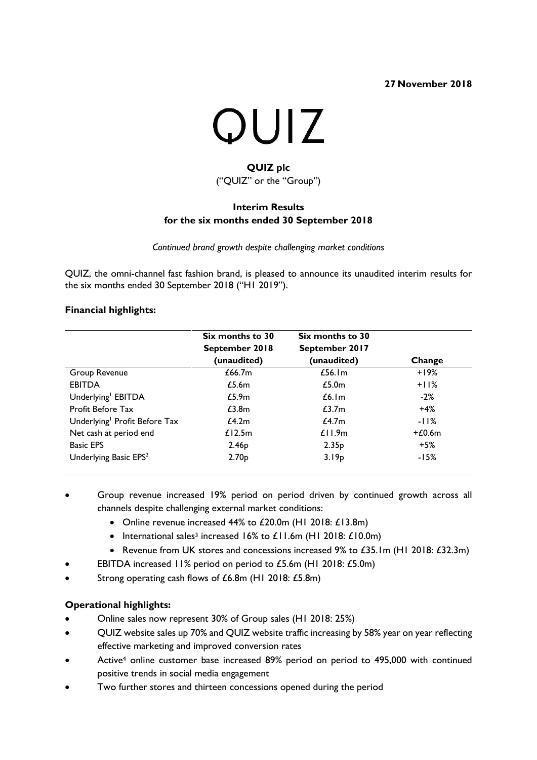**27 November 2018**

# QUIZ

## QUIZ plc

("QUIZ" or the "Group")

## Interim Results
## for the six months ended 30 September 2018

*Continued brand growth despite challenging market conditions*

QUIZ, the omni-channel fast fashion brand, is pleased to announce its unaudited interim results for the six months ended 30 September 2018 ("H1 2019").

**Financial highlights:**

| | Six months to 30 September 2018 (unaudited) | Six months to 30 September 2017 (unaudited) | Change |
|---|---|---|---|
| Group Revenue | £66.7m | £56.1m | +19% |
| EBITDA | £5.6m | £5.0m | +11% |
| Underlying[1] EBITDA | £5.9m | £6.1m | -2% |
| Profit Before Tax | £3.8m | £3.7m | +4% |
| Underlying[1] Profit Before Tax | £4.2m | £4.7m | -11% |
| Net cash at period end | £12.5m | £11.9m | +£0.6m |
| Basic EPS | 2.46p | 2.35p | +5% |
| Underlying Basic EPS[2] | 2.70p | 3.19p | -15% |

- Group revenue increased 19% period on period driven by continued growth across all channels despite challenging external market conditions:
  - Online revenue increased 44% to £20.0m (H1 2018: £13.8m)
  - International sales[3] increased 16% to £11.6m (H1 2018: £10.0m)
  - Revenue from UK stores and concessions increased 9% to £35.1m (H1 2018: £32.3m)
- EBITDA increased 11% period on period to £5.6m (H1 2018: £5.0m)
- Strong operating cash flows of £6.8m (H1 2018: £5.8m)

**Operational highlights:**

- Online sales now represent 30% of Group sales (H1 2018: 25%)
- QUIZ website sales up 70% and QUIZ website traffic increasing by 58% year on year reflecting effective marketing and improved conversion rates
- Active[4] online customer base increased 89% period on period to 495,000 with continued positive trends in social media engagement
- Two further stores and thirteen concessions opened during the period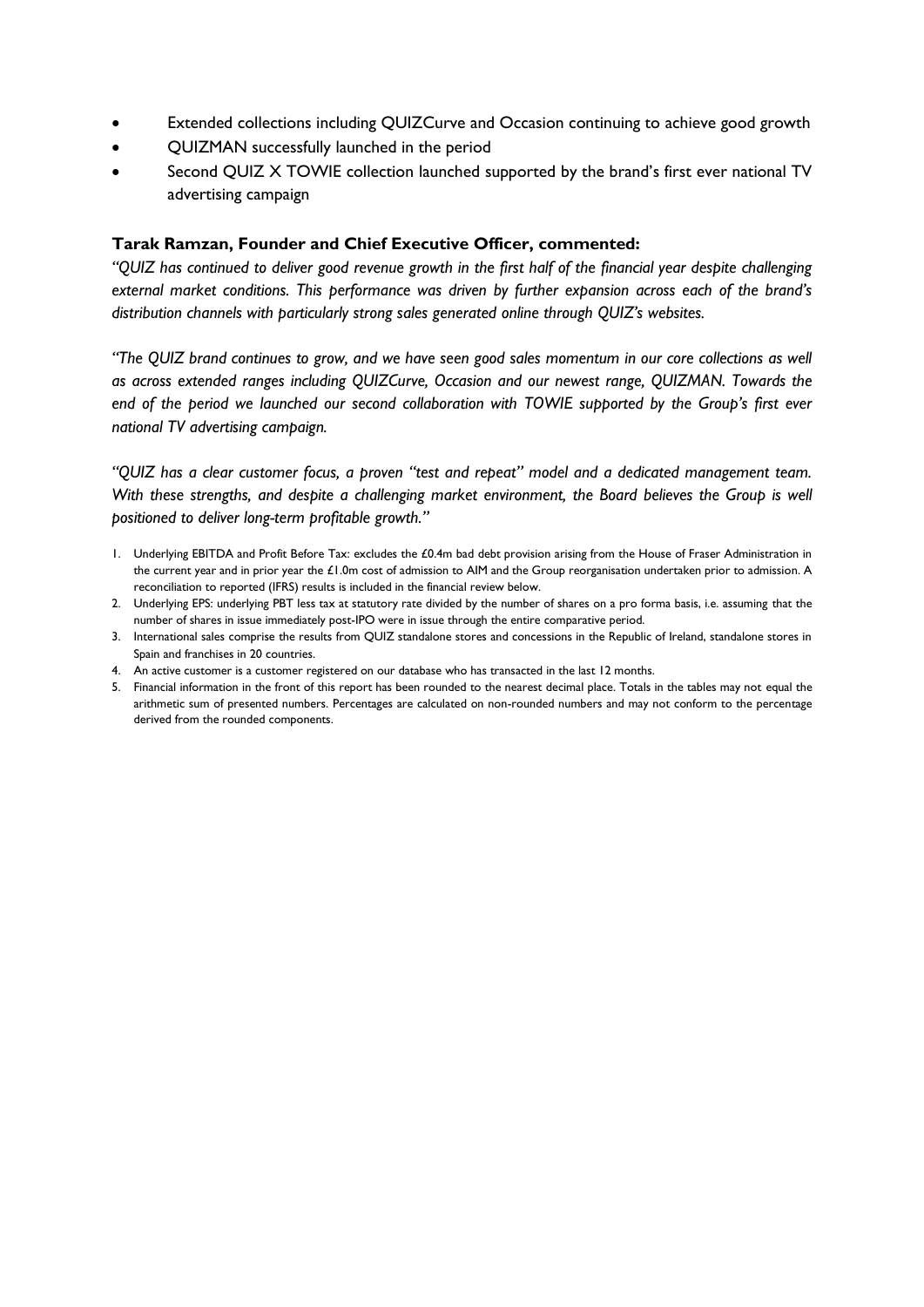- Extended collections including QUIZCurve and Occasion continuing to achieve good growth
- QUIZMAN successfully launched in the period
- Second QUIZ X TOWIE collection launched supported by the brand's first ever national TV advertising campaign

**Tarak Ramzan, Founder and Chief Executive Officer, commented:**

*"QUIZ has continued to deliver good revenue growth in the first half of the financial year despite challenging external market conditions. This performance was driven by further expansion across each of the brand's distribution channels with particularly strong sales generated online through QUIZ's websites.*

*"The QUIZ brand continues to grow, and we have seen good sales momentum in our core collections as well as across extended ranges including QUIZCurve, Occasion and our newest range, QUIZMAN. Towards the end of the period we launched our second collaboration with TOWIE supported by the Group's first ever national TV advertising campaign.*

*"QUIZ has a clear customer focus, a proven "test and repeat" model and a dedicated management team. With these strengths, and despite a challenging market environment, the Board believes the Group is well positioned to deliver long-term profitable growth."*

1. Underlying EBITDA and Profit Before Tax: excludes the £0.4m bad debt provision arising from the House of Fraser Administration in the current year and in prior year the £1.0m cost of admission to AIM and the Group reorganisation undertaken prior to admission. A reconciliation to reported (IFRS) results is included in the financial review below.
2. Underlying EPS: underlying PBT less tax at statutory rate divided by the number of shares on a pro forma basis, i.e. assuming that the number of shares in issue immediately post-IPO were in issue through the entire comparative period.
3. International sales comprise the results from QUIZ standalone stores and concessions in the Republic of Ireland, standalone stores in Spain and franchises in 20 countries.
4. An active customer is a customer registered on our database who has transacted in the last 12 months.
5. Financial information in the front of this report has been rounded to the nearest decimal place. Totals in the tables may not equal the arithmetic sum of presented numbers. Percentages are calculated on non-rounded numbers and may not conform to the percentage derived from the rounded components.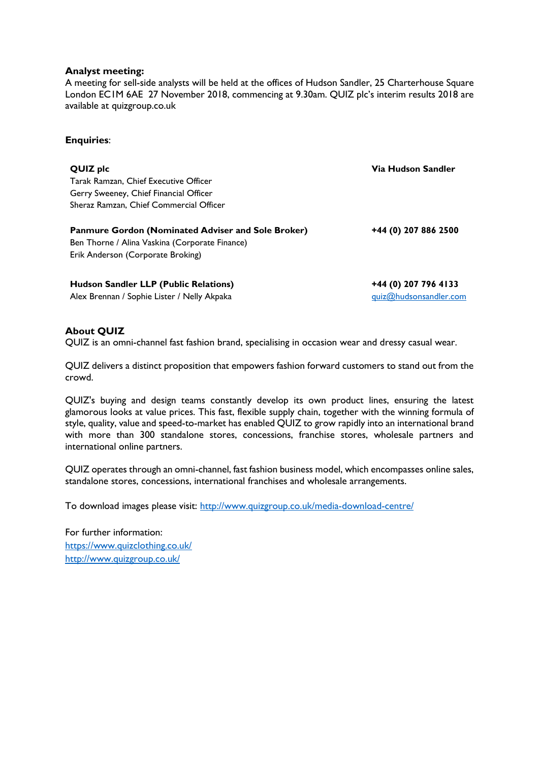**Analyst meeting:**
A meeting for sell-side analysts will be held at the offices of Hudson Sandler, 25 Charterhouse Square London EC1M 6AE 27 November 2018, commencing at 9.30am. QUIZ plc's interim results 2018 are available at quizgroup.co.uk

**Enquiries**:

| | |
|---|---|
| **QUIZ plc** | **Via Hudson Sandler** |
| Tarak Ramzan, Chief Executive Officer | |
| Gerry Sweeney, Chief Financial Officer | |
| Sheraz Ramzan, Chief Commercial Officer | |
| | |
| **Panmure Gordon (Nominated Adviser and Sole Broker)** | **+44 (0) 207 886 2500** |
| Ben Thorne / Alina Vaskina (Corporate Finance) | |
| Erik Anderson (Corporate Broking) | |
| | |
| **Hudson Sandler LLP (Public Relations)** | **+44 (0) 207 796 4133** |
| Alex Brennan / Sophie Lister / Nelly Akpaka | quiz@hudsonsandler.com |

**About QUIZ**
QUIZ is an omni-channel fast fashion brand, specialising in occasion wear and dressy casual wear.

QUIZ delivers a distinct proposition that empowers fashion forward customers to stand out from the crowd.

QUIZ's buying and design teams constantly develop its own product lines, ensuring the latest glamorous looks at value prices. This fast, flexible supply chain, together with the winning formula of style, quality, value and speed-to-market has enabled QUIZ to grow rapidly into an international brand with more than 300 standalone stores, concessions, franchise stores, wholesale partners and international online partners.

QUIZ operates through an omni-channel, fast fashion business model, which encompasses online sales, standalone stores, concessions, international franchises and wholesale arrangements.

To download images please visit: http://www.quizgroup.co.uk/media-download-centre/

For further information:
https://www.quizclothing.co.uk/
http://www.quizgroup.co.uk/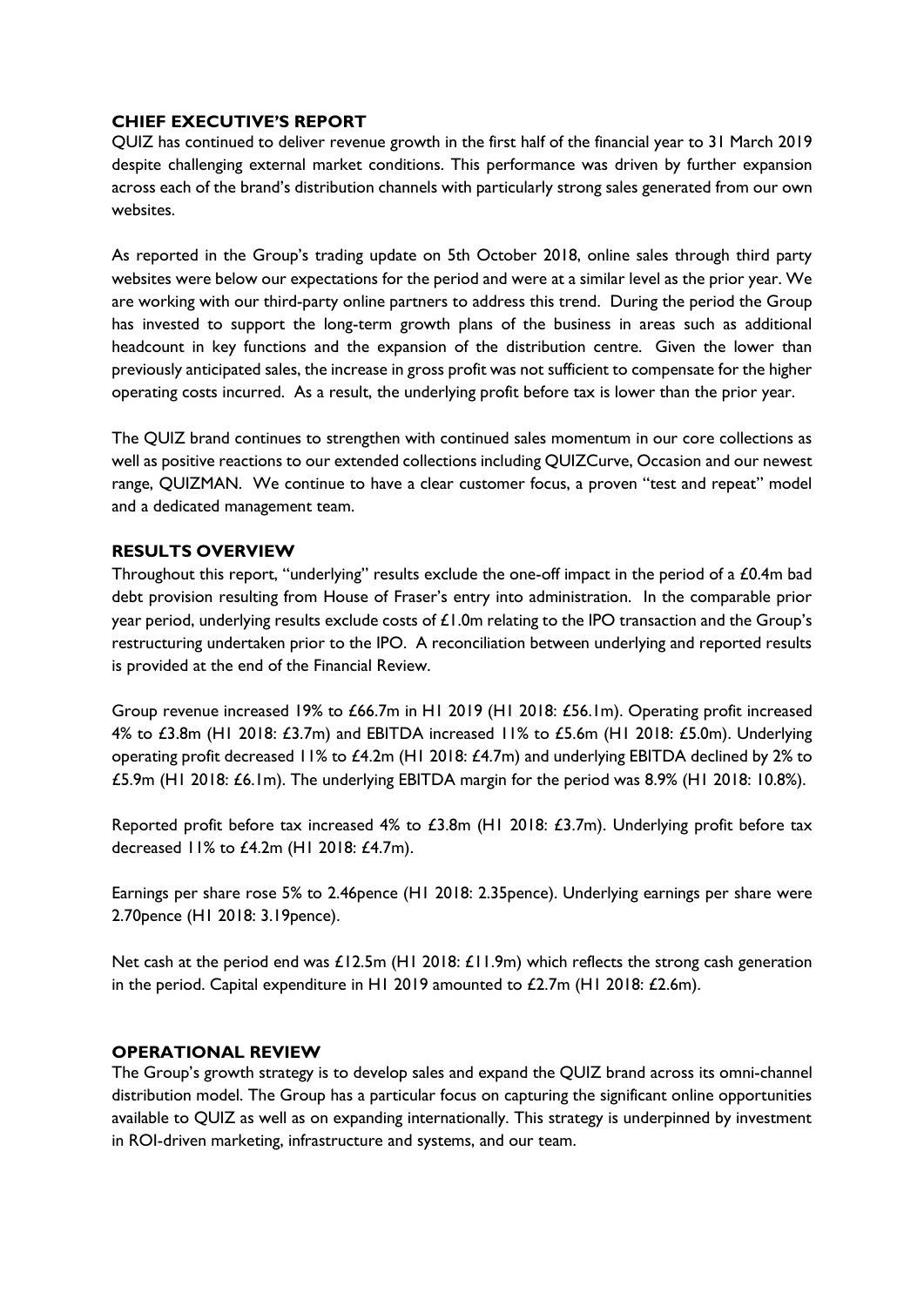## CHIEF EXECUTIVE'S REPORT

QUIZ has continued to deliver revenue growth in the first half of the financial year to 31 March 2019 despite challenging external market conditions. This performance was driven by further expansion across each of the brand's distribution channels with particularly strong sales generated from our own websites.

As reported in the Group's trading update on 5th October 2018, online sales through third party websites were below our expectations for the period and were at a similar level as the prior year. We are working with our third-party online partners to address this trend. During the period the Group has invested to support the long-term growth plans of the business in areas such as additional headcount in key functions and the expansion of the distribution centre. Given the lower than previously anticipated sales, the increase in gross profit was not sufficient to compensate for the higher operating costs incurred. As a result, the underlying profit before tax is lower than the prior year.

The QUIZ brand continues to strengthen with continued sales momentum in our core collections as well as positive reactions to our extended collections including QUIZCurve, Occasion and our newest range, QUIZMAN. We continue to have a clear customer focus, a proven "test and repeat" model and a dedicated management team.

## RESULTS OVERVIEW

Throughout this report, "underlying" results exclude the one-off impact in the period of a £0.4m bad debt provision resulting from House of Fraser's entry into administration. In the comparable prior year period, underlying results exclude costs of £1.0m relating to the IPO transaction and the Group's restructuring undertaken prior to the IPO. A reconciliation between underlying and reported results is provided at the end of the Financial Review.

Group revenue increased 19% to £66.7m in H1 2019 (H1 2018: £56.1m). Operating profit increased 4% to £3.8m (H1 2018: £3.7m) and EBITDA increased 11% to £5.6m (H1 2018: £5.0m). Underlying operating profit decreased 11% to £4.2m (H1 2018: £4.7m) and underlying EBITDA declined by 2% to £5.9m (H1 2018: £6.1m). The underlying EBITDA margin for the period was 8.9% (H1 2018: 10.8%).

Reported profit before tax increased 4% to £3.8m (H1 2018: £3.7m). Underlying profit before tax decreased 11% to £4.2m (H1 2018: £4.7m).

Earnings per share rose 5% to 2.46pence (H1 2018: 2.35pence). Underlying earnings per share were 2.70pence (H1 2018: 3.19pence).

Net cash at the period end was £12.5m (H1 2018: £11.9m) which reflects the strong cash generation in the period. Capital expenditure in H1 2019 amounted to £2.7m (H1 2018: £2.6m).

## OPERATIONAL REVIEW

The Group's growth strategy is to develop sales and expand the QUIZ brand across its omni-channel distribution model. The Group has a particular focus on capturing the significant online opportunities available to QUIZ as well as on expanding internationally. This strategy is underpinned by investment in ROI-driven marketing, infrastructure and systems, and our team.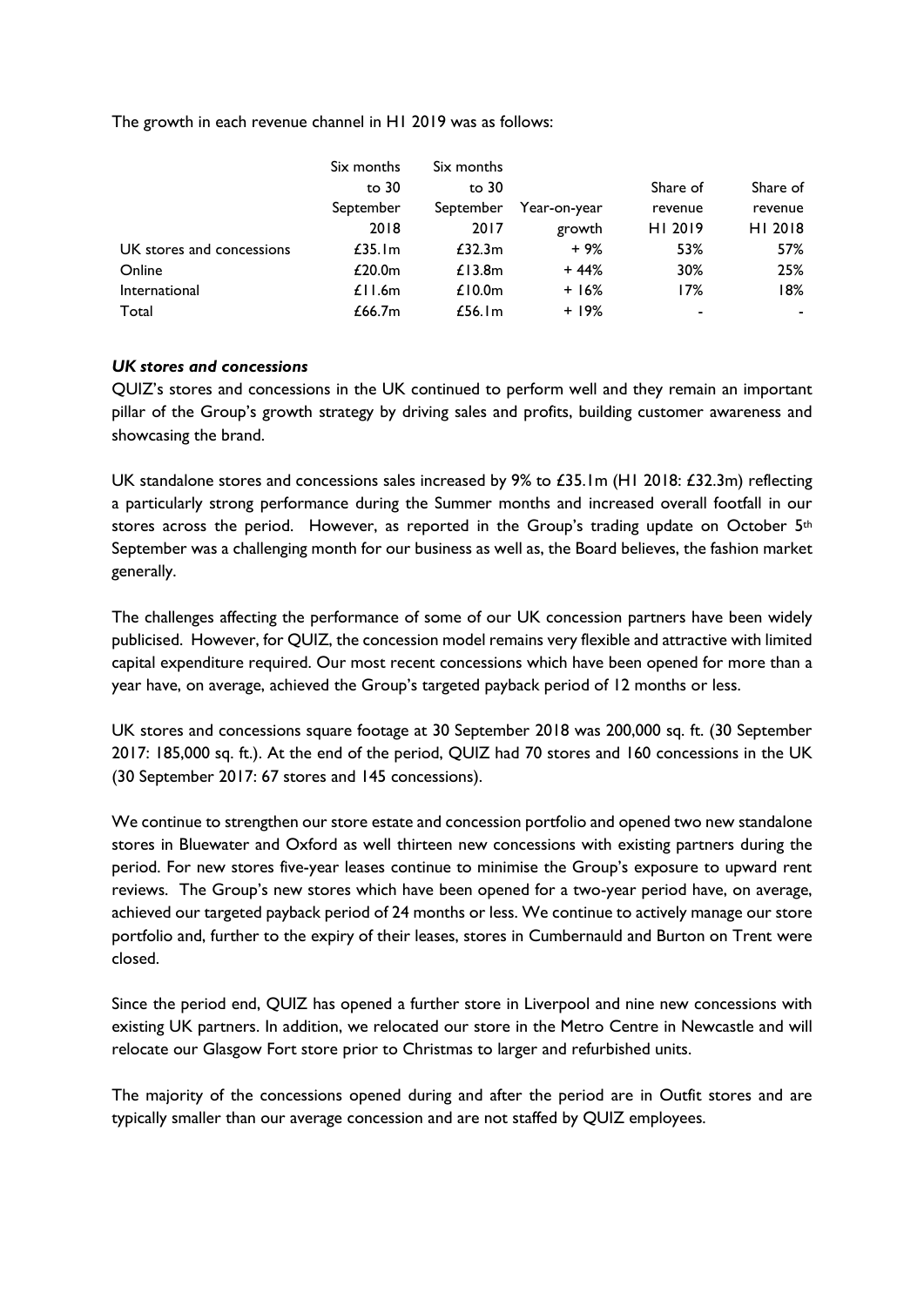The growth in each revenue channel in H1 2019 was as follows:

| | Six months to 30 September 2018 | Six months to 30 September 2017 | Year-on-year growth | Share of revenue H1 2019 | Share of revenue H1 2018 |
|---|---|---|---|---|---|
| UK stores and concessions | £35.1m | £32.3m | + 9% | 53% | 57% |
| Online | £20.0m | £13.8m | + 44% | 30% | 25% |
| International | £11.6m | £10.0m | + 16% | 17% | 18% |
| Total | £66.7m | £56.1m | + 19% | - | - |

***UK stores and concessions***

QUIZ's stores and concessions in the UK continued to perform well and they remain an important pillar of the Group's growth strategy by driving sales and profits, building customer awareness and showcasing the brand.

UK standalone stores and concessions sales increased by 9% to £35.1m (H1 2018: £32.3m) reflecting a particularly strong performance during the Summer months and increased overall footfall in our stores across the period. However, as reported in the Group's trading update on October 5th September was a challenging month for our business as well as, the Board believes, the fashion market generally.

The challenges affecting the performance of some of our UK concession partners have been widely publicised. However, for QUIZ, the concession model remains very flexible and attractive with limited capital expenditure required. Our most recent concessions which have been opened for more than a year have, on average, achieved the Group's targeted payback period of 12 months or less.

UK stores and concessions square footage at 30 September 2018 was 200,000 sq. ft. (30 September 2017: 185,000 sq. ft.). At the end of the period, QUIZ had 70 stores and 160 concessions in the UK (30 September 2017: 67 stores and 145 concessions).

We continue to strengthen our store estate and concession portfolio and opened two new standalone stores in Bluewater and Oxford as well thirteen new concessions with existing partners during the period. For new stores five-year leases continue to minimise the Group's exposure to upward rent reviews. The Group's new stores which have been opened for a two-year period have, on average, achieved our targeted payback period of 24 months or less. We continue to actively manage our store portfolio and, further to the expiry of their leases, stores in Cumbernauld and Burton on Trent were closed.

Since the period end, QUIZ has opened a further store in Liverpool and nine new concessions with existing UK partners. In addition, we relocated our store in the Metro Centre in Newcastle and will relocate our Glasgow Fort store prior to Christmas to larger and refurbished units.

The majority of the concessions opened during and after the period are in Outfit stores and are typically smaller than our average concession and are not staffed by QUIZ employees.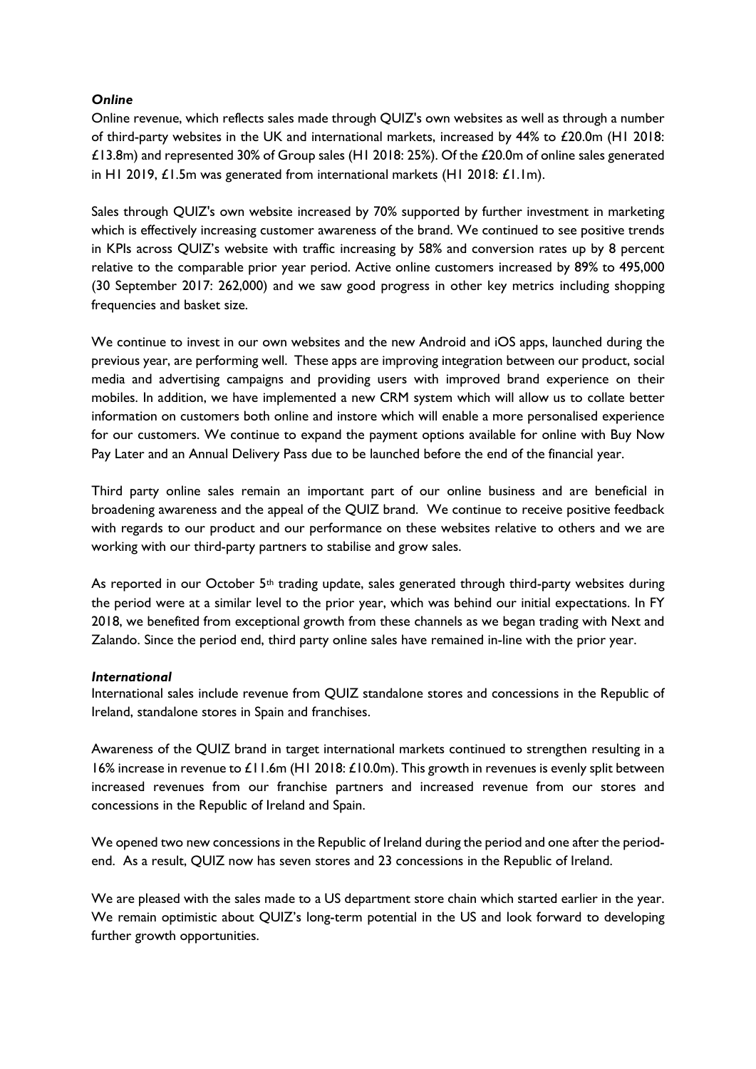***Online***

Online revenue, which reflects sales made through QUIZ's own websites as well as through a number of third-party websites in the UK and international markets, increased by 44% to £20.0m (H1 2018: £13.8m) and represented 30% of Group sales (H1 2018: 25%). Of the £20.0m of online sales generated in H1 2019, £1.5m was generated from international markets (H1 2018: £1.1m).

Sales through QUIZ's own website increased by 70% supported by further investment in marketing which is effectively increasing customer awareness of the brand. We continued to see positive trends in KPIs across QUIZ's website with traffic increasing by 58% and conversion rates up by 8 percent relative to the comparable prior year period. Active online customers increased by 89% to 495,000 (30 September 2017: 262,000) and we saw good progress in other key metrics including shopping frequencies and basket size.

We continue to invest in our own websites and the new Android and iOS apps, launched during the previous year, are performing well. These apps are improving integration between our product, social media and advertising campaigns and providing users with improved brand experience on their mobiles. In addition, we have implemented a new CRM system which will allow us to collate better information on customers both online and instore which will enable a more personalised experience for our customers. We continue to expand the payment options available for online with Buy Now Pay Later and an Annual Delivery Pass due to be launched before the end of the financial year.

Third party online sales remain an important part of our online business and are beneficial in broadening awareness and the appeal of the QUIZ brand. We continue to receive positive feedback with regards to our product and our performance on these websites relative to others and we are working with our third-party partners to stabilise and grow sales.

As reported in our October 5th trading update, sales generated through third-party websites during the period were at a similar level to the prior year, which was behind our initial expectations. In FY 2018, we benefited from exceptional growth from these channels as we began trading with Next and Zalando. Since the period end, third party online sales have remained in-line with the prior year.

***International***

International sales include revenue from QUIZ standalone stores and concessions in the Republic of Ireland, standalone stores in Spain and franchises.

Awareness of the QUIZ brand in target international markets continued to strengthen resulting in a 16% increase in revenue to £11.6m (H1 2018: £10.0m). This growth in revenues is evenly split between increased revenues from our franchise partners and increased revenue from our stores and concessions in the Republic of Ireland and Spain.

We opened two new concessions in the Republic of Ireland during the period and one after the period-end. As a result, QUIZ now has seven stores and 23 concessions in the Republic of Ireland.

We are pleased with the sales made to a US department store chain which started earlier in the year. We remain optimistic about QUIZ's long-term potential in the US and look forward to developing further growth opportunities.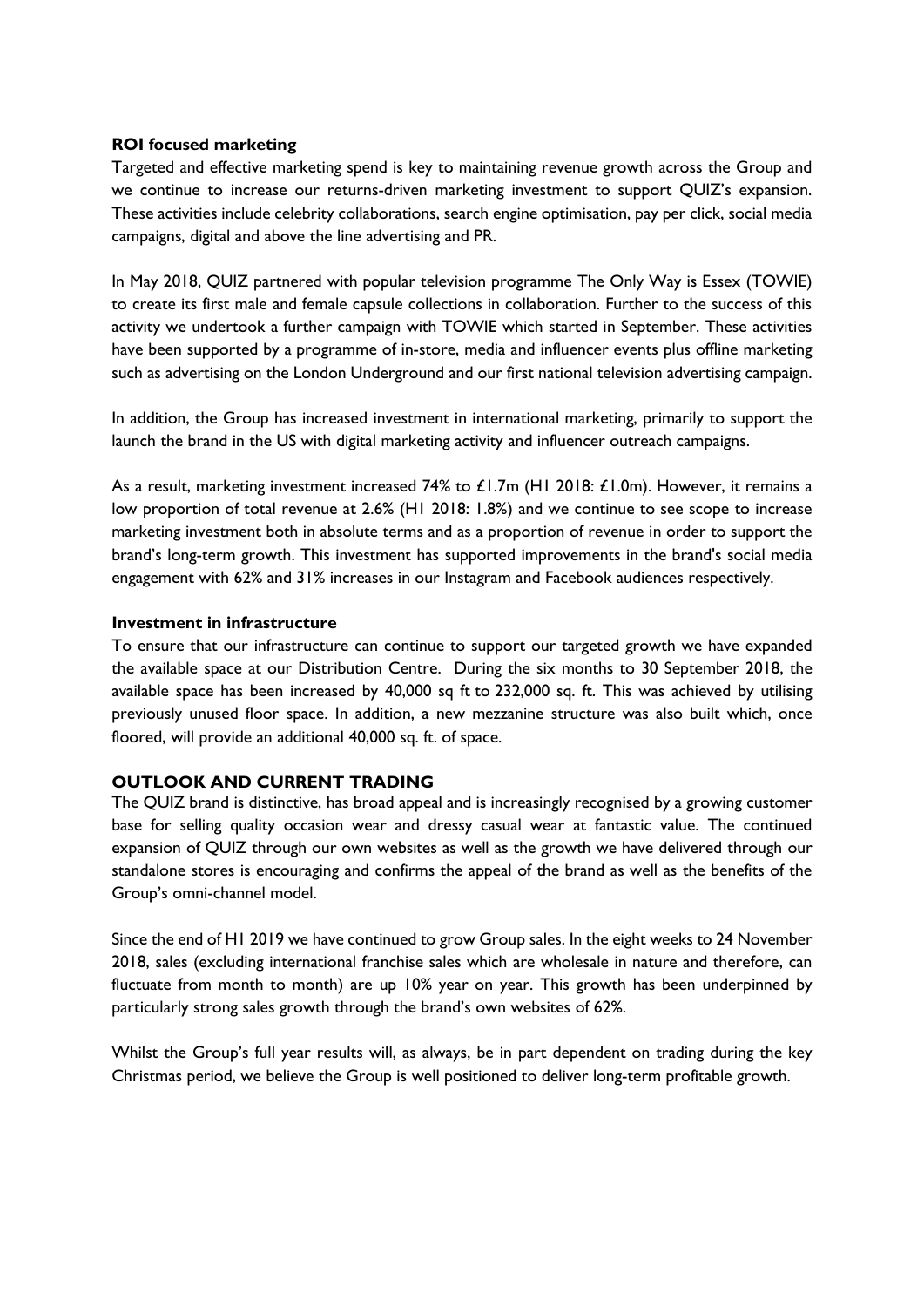**ROI focused marketing**

Targeted and effective marketing spend is key to maintaining revenue growth across the Group and we continue to increase our returns-driven marketing investment to support QUIZ's expansion. These activities include celebrity collaborations, search engine optimisation, pay per click, social media campaigns, digital and above the line advertising and PR.

In May 2018, QUIZ partnered with popular television programme The Only Way is Essex (TOWIE) to create its first male and female capsule collections in collaboration. Further to the success of this activity we undertook a further campaign with TOWIE which started in September. These activities have been supported by a programme of in-store, media and influencer events plus offline marketing such as advertising on the London Underground and our first national television advertising campaign.

In addition, the Group has increased investment in international marketing, primarily to support the launch the brand in the US with digital marketing activity and influencer outreach campaigns.

As a result, marketing investment increased 74% to £1.7m (H1 2018: £1.0m). However, it remains a low proportion of total revenue at 2.6% (H1 2018: 1.8%) and we continue to see scope to increase marketing investment both in absolute terms and as a proportion of revenue in order to support the brand's long-term growth. This investment has supported improvements in the brand's social media engagement with 62% and 31% increases in our Instagram and Facebook audiences respectively.

**Investment in infrastructure**

To ensure that our infrastructure can continue to support our targeted growth we have expanded the available space at our Distribution Centre. During the six months to 30 September 2018, the available space has been increased by 40,000 sq ft to 232,000 sq. ft. This was achieved by utilising previously unused floor space. In addition, a new mezzanine structure was also built which, once floored, will provide an additional 40,000 sq. ft. of space.

## OUTLOOK AND CURRENT TRADING

The QUIZ brand is distinctive, has broad appeal and is increasingly recognised by a growing customer base for selling quality occasion wear and dressy casual wear at fantastic value. The continued expansion of QUIZ through our own websites as well as the growth we have delivered through our standalone stores is encouraging and confirms the appeal of the brand as well as the benefits of the Group's omni-channel model.

Since the end of H1 2019 we have continued to grow Group sales. In the eight weeks to 24 November 2018, sales (excluding international franchise sales which are wholesale in nature and therefore, can fluctuate from month to month) are up 10% year on year. This growth has been underpinned by particularly strong sales growth through the brand's own websites of 62%.

Whilst the Group's full year results will, as always, be in part dependent on trading during the key Christmas period, we believe the Group is well positioned to deliver long-term profitable growth.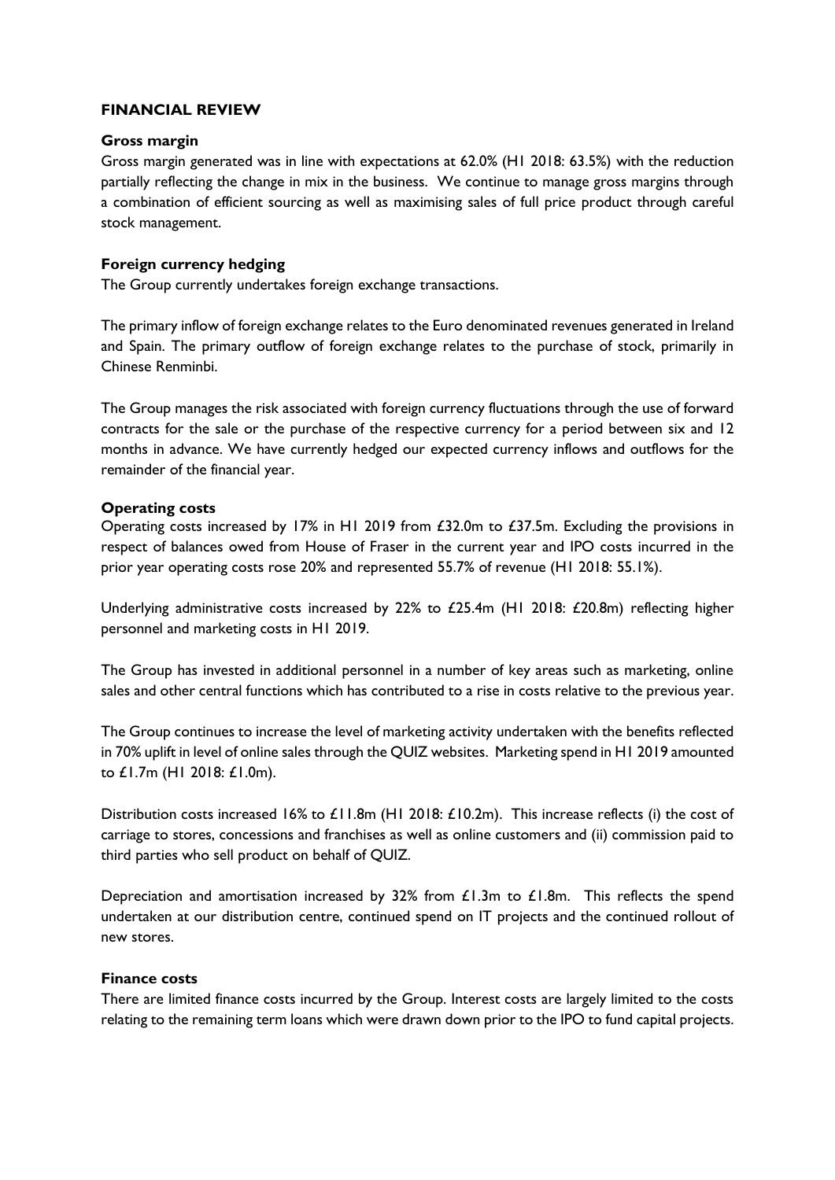## FINANCIAL REVIEW

### Gross margin

Gross margin generated was in line with expectations at 62.0% (H1 2018: 63.5%) with the reduction partially reflecting the change in mix in the business. We continue to manage gross margins through a combination of efficient sourcing as well as maximising sales of full price product through careful stock management.

### Foreign currency hedging

The Group currently undertakes foreign exchange transactions.

The primary inflow of foreign exchange relates to the Euro denominated revenues generated in Ireland and Spain. The primary outflow of foreign exchange relates to the purchase of stock, primarily in Chinese Renminbi.

The Group manages the risk associated with foreign currency fluctuations through the use of forward contracts for the sale or the purchase of the respective currency for a period between six and 12 months in advance. We have currently hedged our expected currency inflows and outflows for the remainder of the financial year.

### Operating costs

Operating costs increased by 17% in H1 2019 from £32.0m to £37.5m. Excluding the provisions in respect of balances owed from House of Fraser in the current year and IPO costs incurred in the prior year operating costs rose 20% and represented 55.7% of revenue (H1 2018: 55.1%).

Underlying administrative costs increased by 22% to £25.4m (H1 2018: £20.8m) reflecting higher personnel and marketing costs in H1 2019.

The Group has invested in additional personnel in a number of key areas such as marketing, online sales and other central functions which has contributed to a rise in costs relative to the previous year.

The Group continues to increase the level of marketing activity undertaken with the benefits reflected in 70% uplift in level of online sales through the QUIZ websites. Marketing spend in H1 2019 amounted to £1.7m (H1 2018: £1.0m).

Distribution costs increased 16% to £11.8m (H1 2018: £10.2m). This increase reflects (i) the cost of carriage to stores, concessions and franchises as well as online customers and (ii) commission paid to third parties who sell product on behalf of QUIZ.

Depreciation and amortisation increased by 32% from £1.3m to £1.8m. This reflects the spend undertaken at our distribution centre, continued spend on IT projects and the continued rollout of new stores.

### Finance costs

There are limited finance costs incurred by the Group. Interest costs are largely limited to the costs relating to the remaining term loans which were drawn down prior to the IPO to fund capital projects.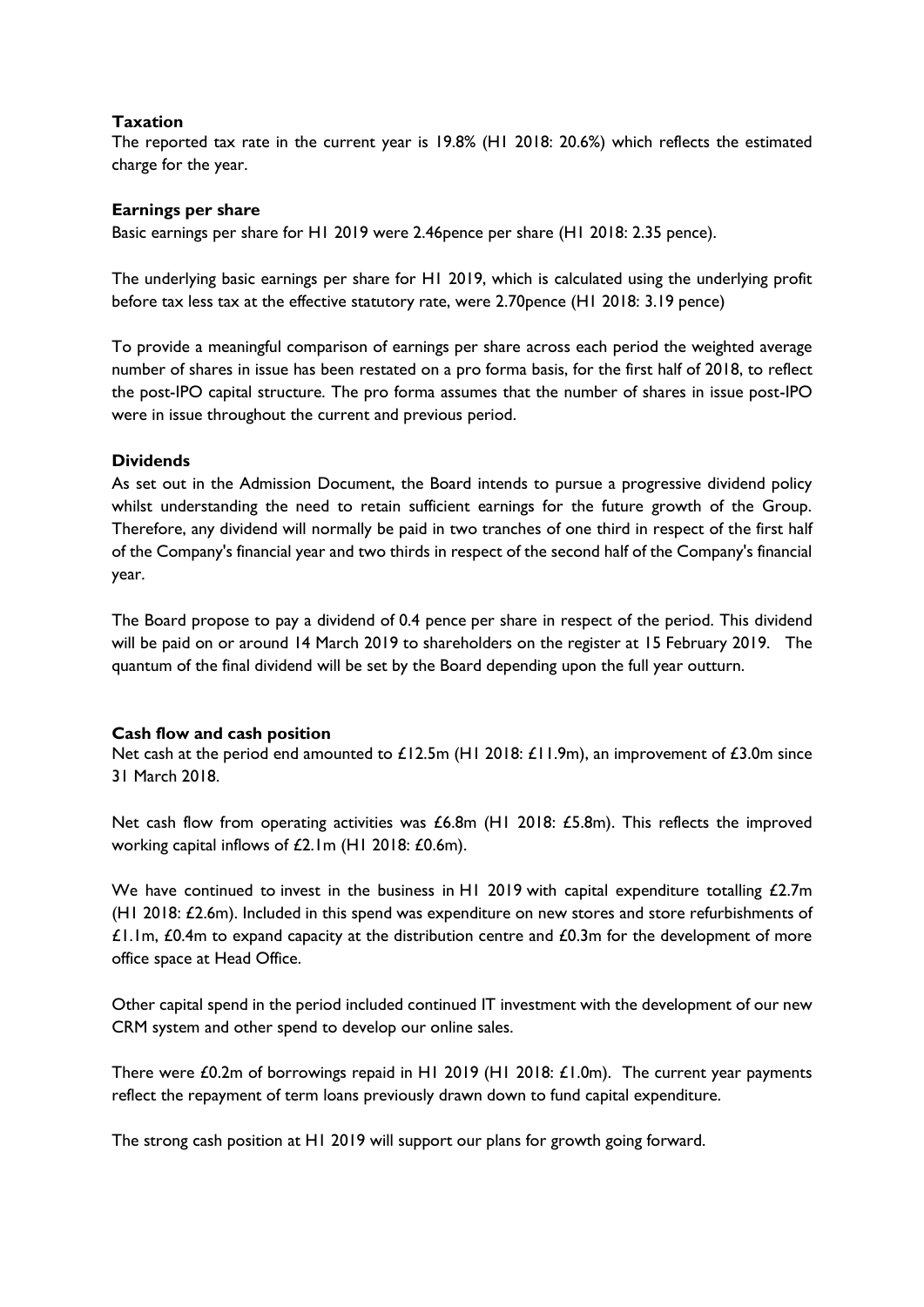**Taxation**

The reported tax rate in the current year is 19.8% (H1 2018: 20.6%) which reflects the estimated charge for the year.

**Earnings per share**

Basic earnings per share for H1 2019 were 2.46pence per share (H1 2018: 2.35 pence).

The underlying basic earnings per share for H1 2019, which is calculated using the underlying profit before tax less tax at the effective statutory rate, were 2.70pence (H1 2018: 3.19 pence)

To provide a meaningful comparison of earnings per share across each period the weighted average number of shares in issue has been restated on a pro forma basis, for the first half of 2018, to reflect the post-IPO capital structure. The pro forma assumes that the number of shares in issue post-IPO were in issue throughout the current and previous period.

**Dividends**

As set out in the Admission Document, the Board intends to pursue a progressive dividend policy whilst understanding the need to retain sufficient earnings for the future growth of the Group. Therefore, any dividend will normally be paid in two tranches of one third in respect of the first half of the Company's financial year and two thirds in respect of the second half of the Company's financial year.

The Board propose to pay a dividend of 0.4 pence per share in respect of the period. This dividend will be paid on or around 14 March 2019 to shareholders on the register at 15 February 2019. The quantum of the final dividend will be set by the Board depending upon the full year outturn.

**Cash flow and cash position**

Net cash at the period end amounted to £12.5m (H1 2018: £11.9m), an improvement of £3.0m since 31 March 2018.

Net cash flow from operating activities was £6.8m (H1 2018: £5.8m). This reflects the improved working capital inflows of £2.1m (H1 2018: £0.6m).

We have continued to invest in the business in H1 2019 with capital expenditure totalling £2.7m (H1 2018: £2.6m). Included in this spend was expenditure on new stores and store refurbishments of £1.1m, £0.4m to expand capacity at the distribution centre and £0.3m for the development of more office space at Head Office.

Other capital spend in the period included continued IT investment with the development of our new CRM system and other spend to develop our online sales.

There were £0.2m of borrowings repaid in H1 2019 (H1 2018: £1.0m). The current year payments reflect the repayment of term loans previously drawn down to fund capital expenditure.

The strong cash position at H1 2019 will support our plans for growth going forward.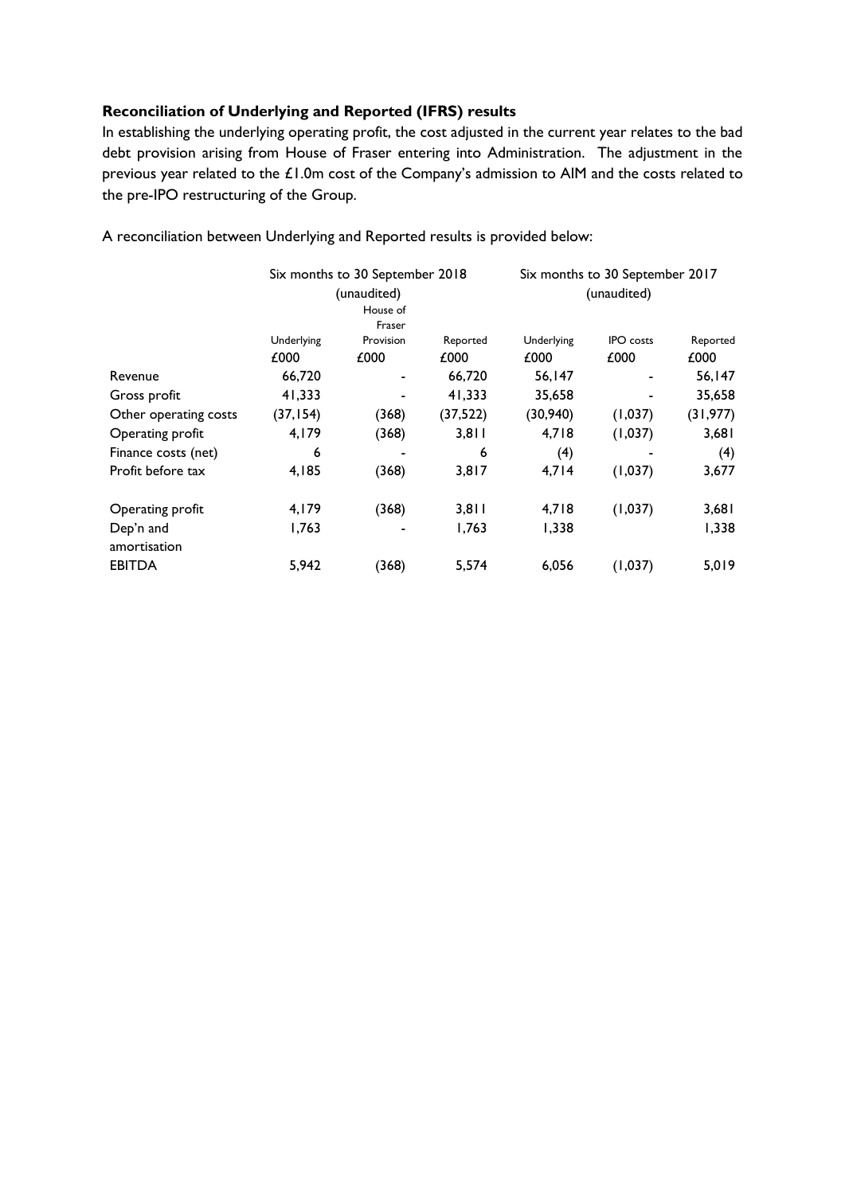**Reconciliation of Underlying and Reported (IFRS) results**

In establishing the underlying operating profit, the cost adjusted in the current year relates to the bad debt provision arising from House of Fraser entering into Administration. The adjustment in the previous year related to the £1.0m cost of the Company's admission to AIM and the costs related to the pre-IPO restructuring of the Group.

A reconciliation between Underlying and Reported results is provided below:

| | Six months to 30 September 2018 (unaudited) | | | Six months to 30 September 2017 (unaudited) | | |
|---|---|---|---|---|---|---|
| | Underlying £000 | House of Fraser Provision £000 | Reported £000 | Underlying £000 | IPO costs £000 | Reported £000 |
| Revenue | 66,720 | - | 66,720 | 56,147 | - | 56,147 |
| Gross profit | 41,333 | - | 41,333 | 35,658 | - | 35,658 |
| Other operating costs | (37,154) | (368) | (37,522) | (30,940) | (1,037) | (31,977) |
| Operating profit | 4,179 | (368) | 3,811 | 4,718 | (1,037) | 3,681 |
| Finance costs (net) | 6 | - | 6 | (4) | - | (4) |
| Profit before tax | 4,185 | (368) | 3,817 | 4,714 | (1,037) | 3,677 |
| | | | | | | |
| Operating profit | 4,179 | (368) | 3,811 | 4,718 | (1,037) | 3,681 |
| Dep'n and amortisation | 1,763 | - | 1,763 | 1,338 | | 1,338 |
| EBITDA | 5,942 | (368) | 5,574 | 6,056 | (1,037) | 5,019 |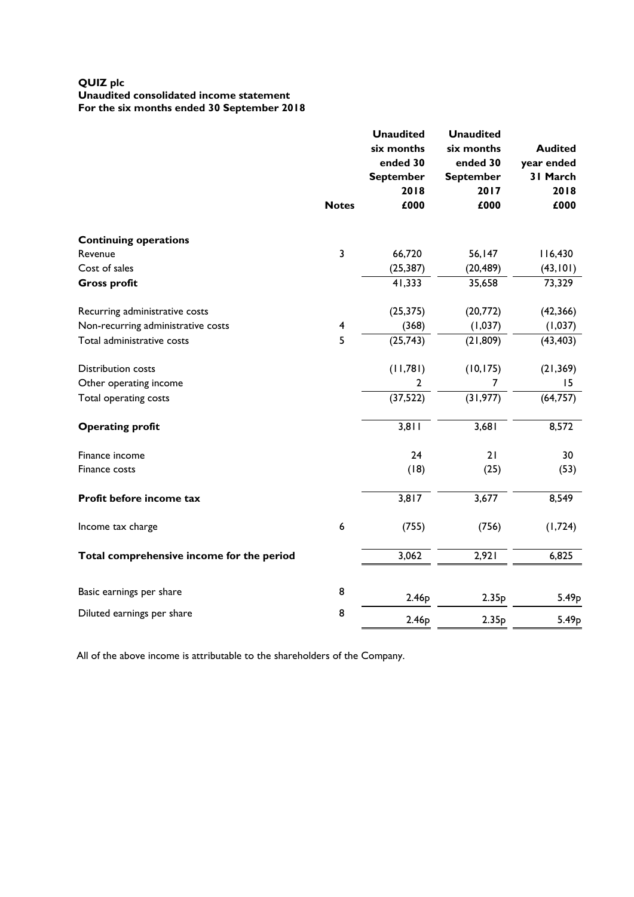**QUIZ plc**
**Unaudited consolidated income statement**
**For the six months ended 30 September 2018**

| | Notes | Unaudited six months ended 30 September 2018 £000 | Unaudited six months ended 30 September 2017 £000 | Audited year ended 31 March 2018 £000 |
|---|---|---|---|---|
| **Continuing operations** | | | | |
| Revenue | 3 | 66,720 | 56,147 | 116,430 |
| Cost of sales | | (25,387) | (20,489) | (43,101) |
| **Gross profit** | | 41,333 | 35,658 | 73,329 |
| Recurring administrative costs | | (25,375) | (20,772) | (42,366) |
| Non-recurring administrative costs | 4 | (368) | (1,037) | (1,037) |
| Total administrative costs | 5 | (25,743) | (21,809) | (43,403) |
| Distribution costs | | (11,781) | (10,175) | (21,369) |
| Other operating income | | 2 | 7 | 15 |
| Total operating costs | | (37,522) | (31,977) | (64,757) |
| **Operating profit** | | 3,811 | 3,681 | 8,572 |
| Finance income | | 24 | 21 | 30 |
| Finance costs | | (18) | (25) | (53) |
| **Profit before income tax** | | 3,817 | 3,677 | 8,549 |
| Income tax charge | 6 | (755) | (756) | (1,724) |
| **Total comprehensive income for the period** | | 3,062 | 2,921 | 6,825 |
| Basic earnings per share | 8 | 2.46p | 2.35p | 5.49p |
| Diluted earnings per share | 8 | 2.46p | 2.35p | 5.49p |

All of the above income is attributable to the shareholders of the Company.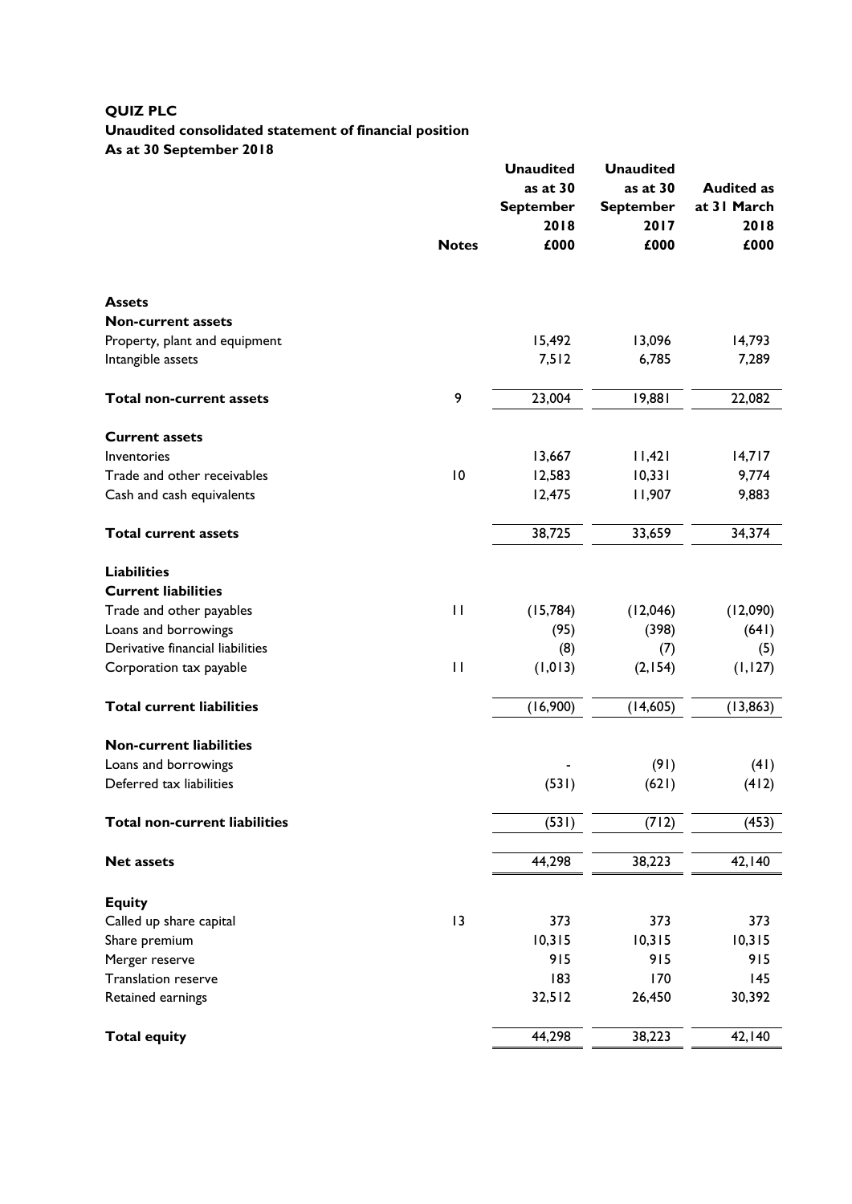**QUIZ PLC**
**Unaudited consolidated statement of financial position**
**As at 30 September 2018**

| | Notes | Unaudited as at 30 September 2018 £000 | Unaudited as at 30 September 2017 £000 | Audited as at 31 March 2018 £000 |
|---|---|---|---|---|
| **Assets** | | | | |
| **Non-current assets** | | | | |
| Property, plant and equipment | | 15,492 | 13,096 | 14,793 |
| Intangible assets | | 7,512 | 6,785 | 7,289 |
| **Total non-current assets** | 9 | 23,004 | 19,881 | 22,082 |
| **Current assets** | | | | |
| Inventories | | 13,667 | 11,421 | 14,717 |
| Trade and other receivables | 10 | 12,583 | 10,331 | 9,774 |
| Cash and cash equivalents | | 12,475 | 11,907 | 9,883 |
| **Total current assets** | | 38,725 | 33,659 | 34,374 |
| **Liabilities** | | | | |
| **Current liabilities** | | | | |
| Trade and other payables | 11 | (15,784) | (12,046) | (12,090) |
| Loans and borrowings | | (95) | (398) | (641) |
| Derivative financial liabilities | | (8) | (7) | (5) |
| Corporation tax payable | 11 | (1,013) | (2,154) | (1,127) |
| **Total current liabilities** | | (16,900) | (14,605) | (13,863) |
| **Non-current liabilities** | | | | |
| Loans and borrowings | | - | (91) | (41) |
| Deferred tax liabilities | | (531) | (621) | (412) |
| **Total non-current liabilities** | | (531) | (712) | (453) |
| **Net assets** | | 44,298 | 38,223 | 42,140 |
| **Equity** | | | | |
| Called up share capital | 13 | 373 | 373 | 373 |
| Share premium | | 10,315 | 10,315 | 10,315 |
| Merger reserve | | 915 | 915 | 915 |
| Translation reserve | | 183 | 170 | 145 |
| Retained earnings | | 32,512 | 26,450 | 30,392 |
| **Total equity** | | 44,298 | 38,223 | 42,140 |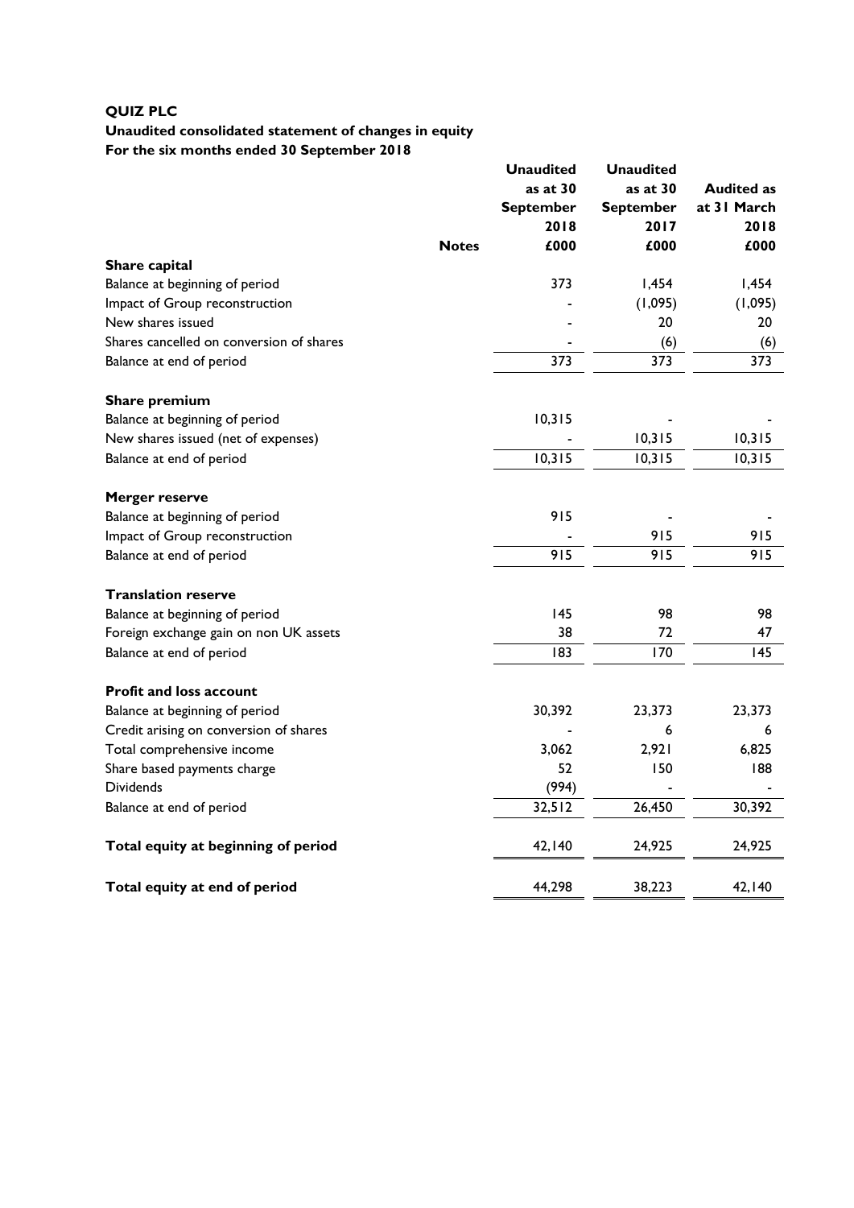**QUIZ PLC**

**Unaudited consolidated statement of changes in equity**

**For the six months ended 30 September 2018**

| | Notes | Unaudited as at 30 September 2018 £000 | Unaudited as at 30 September 2017 £000 | Audited as at 31 March 2018 £000 |
|---|---|---|---|---|
| **Share capital** | | | | |
| Balance at beginning of period | | 373 | 1,454 | 1,454 |
| Impact of Group reconstruction | | - | (1,095) | (1,095) |
| New shares issued | | - | 20 | 20 |
| Shares cancelled on conversion of shares | | - | (6) | (6) |
| Balance at end of period | | 373 | 373 | 373 |
| | | | | |
| **Share premium** | | | | |
| Balance at beginning of period | | 10,315 | - | - |
| New shares issued (net of expenses) | | - | 10,315 | 10,315 |
| Balance at end of period | | 10,315 | 10,315 | 10,315 |
| | | | | |
| **Merger reserve** | | | | |
| Balance at beginning of period | | 915 | - | - |
| Impact of Group reconstruction | | - | 915 | 915 |
| Balance at end of period | | 915 | 915 | 915 |
| | | | | |
| **Translation reserve** | | | | |
| Balance at beginning of period | | 145 | 98 | 98 |
| Foreign exchange gain on non UK assets | | 38 | 72 | 47 |
| Balance at end of period | | 183 | 170 | 145 |
| | | | | |
| **Profit and loss account** | | | | |
| Balance at beginning of period | | 30,392 | 23,373 | 23,373 |
| Credit arising on conversion of shares | | - | 6 | 6 |
| Total comprehensive income | | 3,062 | 2,921 | 6,825 |
| Share based payments charge | | 52 | 150 | 188 |
| Dividends | | (994) | - | - |
| Balance at end of period | | 32,512 | 26,450 | 30,392 |
| | | | | |
| **Total equity at beginning of period** | | 42,140 | 24,925 | 24,925 |
| | | | | |
| **Total equity at end of period** | | 44,298 | 38,223 | 42,140 |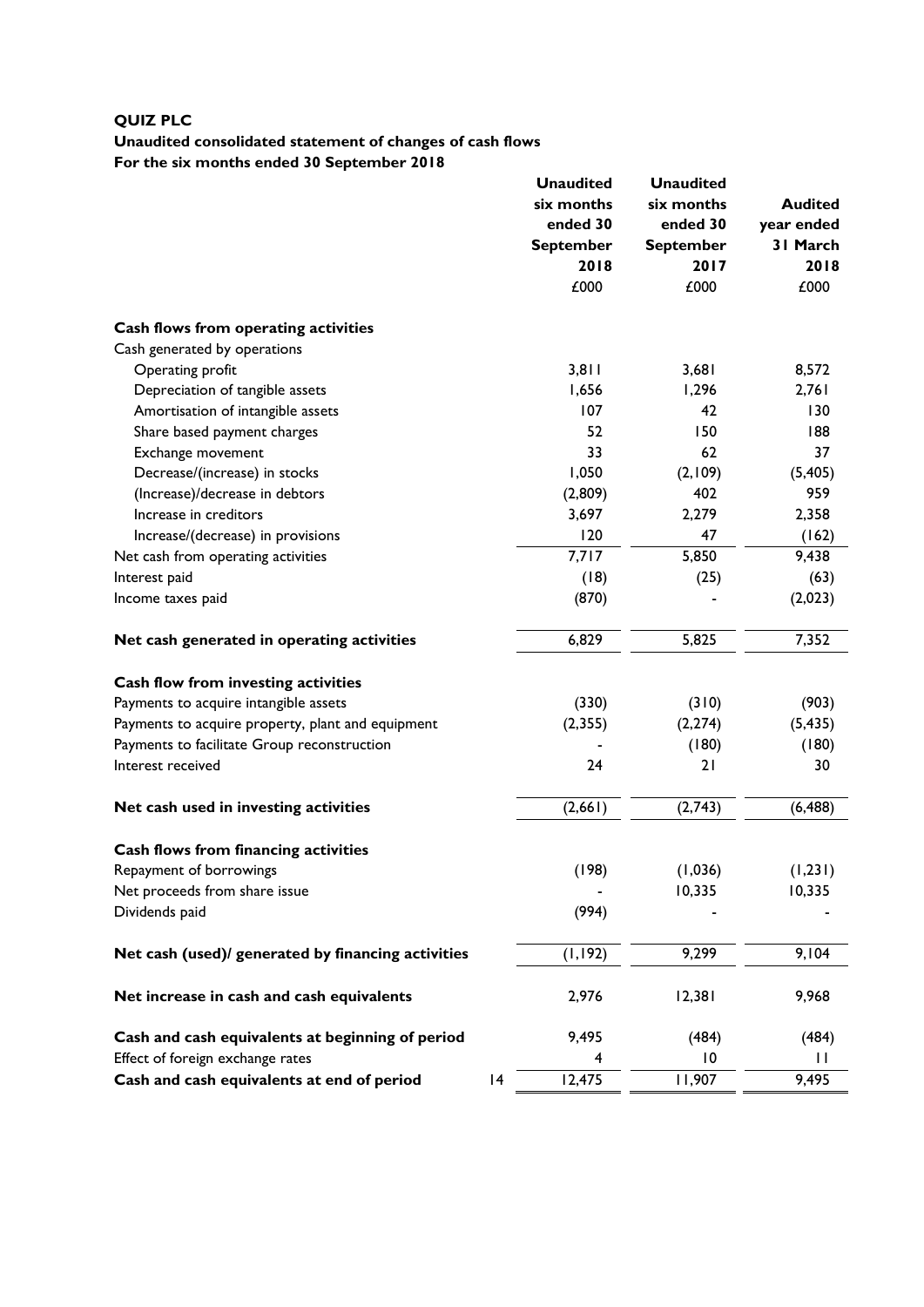**QUIZ PLC**

**Unaudited consolidated statement of changes of cash flows**

**For the six months ended 30 September 2018**

| | | Unaudited six months ended 30 September 2018 | Unaudited six months ended 30 September 2017 | Audited year ended 31 March 2018 |
|---|---|---|---|---|
| | | £000 | £000 | £000 |
| **Cash flows from operating activities** | | | | |
| Cash generated by operations | | | | |
| Operating profit | | 3,811 | 3,681 | 8,572 |
| Depreciation of tangible assets | | 1,656 | 1,296 | 2,761 |
| Amortisation of intangible assets | | 107 | 42 | 130 |
| Share based payment charges | | 52 | 150 | 188 |
| Exchange movement | | 33 | 62 | 37 |
| Decrease/(increase) in stocks | | 1,050 | (2,109) | (5,405) |
| (Increase)/decrease in debtors | | (2,809) | 402 | 959 |
| Increase in creditors | | 3,697 | 2,279 | 2,358 |
| Increase/(decrease) in provisions | | 120 | 47 | (162) |
| Net cash from operating activities | | 7,717 | 5,850 | 9,438 |
| Interest paid | | (18) | (25) | (63) |
| Income taxes paid | | (870) | - | (2,023) |
| **Net cash generated in operating activities** | | 6,829 | 5,825 | 7,352 |
| **Cash flow from investing activities** | | | | |
| Payments to acquire intangible assets | | (330) | (310) | (903) |
| Payments to acquire property, plant and equipment | | (2,355) | (2,274) | (5,435) |
| Payments to facilitate Group reconstruction | | - | (180) | (180) |
| Interest received | | 24 | 21 | 30 |
| **Net cash used in investing activities** | | (2,661) | (2,743) | (6,488) |
| **Cash flows from financing activities** | | | | |
| Repayment of borrowings | | (198) | (1,036) | (1,231) |
| Net proceeds from share issue | | - | 10,335 | 10,335 |
| Dividends paid | | (994) | - | - |
| **Net cash (used)/ generated by financing activities** | | (1,192) | 9,299 | 9,104 |
| **Net increase in cash and cash equivalents** | | 2,976 | 12,381 | 9,968 |
| **Cash and cash equivalents at beginning of period** | | 9,495 | (484) | (484) |
| Effect of foreign exchange rates | | 4 | 10 | 11 |
| **Cash and cash equivalents at end of period** | 14 | 12,475 | 11,907 | 9,495 |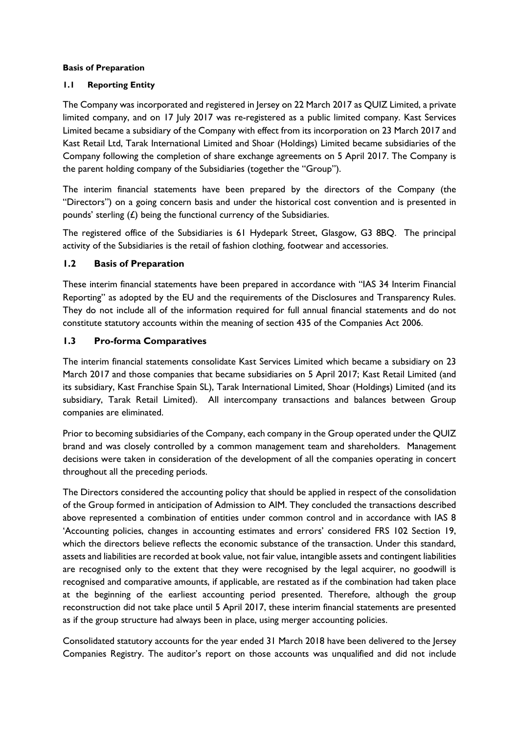**Basis of Preparation**

### 1.1 Reporting Entity

The Company was incorporated and registered in Jersey on 22 March 2017 as QUIZ Limited, a private limited company, and on 17 July 2017 was re-registered as a public limited company. Kast Services Limited became a subsidiary of the Company with effect from its incorporation on 23 March 2017 and Kast Retail Ltd, Tarak International Limited and Shoar (Holdings) Limited became subsidiaries of the Company following the completion of share exchange agreements on 5 April 2017. The Company is the parent holding company of the Subsidiaries (together the "Group").

The interim financial statements have been prepared by the directors of the Company (the "Directors") on a going concern basis and under the historical cost convention and is presented in pounds' sterling (£) being the functional currency of the Subsidiaries.

The registered office of the Subsidiaries is 61 Hydepark Street, Glasgow, G3 8BQ. The principal activity of the Subsidiaries is the retail of fashion clothing, footwear and accessories.

## 1.2 Basis of Preparation

These interim financial statements have been prepared in accordance with "IAS 34 Interim Financial Reporting" as adopted by the EU and the requirements of the Disclosures and Transparency Rules. They do not include all of the information required for full annual financial statements and do not constitute statutory accounts within the meaning of section 435 of the Companies Act 2006.

## 1.3 Pro-forma Comparatives

The interim financial statements consolidate Kast Services Limited which became a subsidiary on 23 March 2017 and those companies that became subsidiaries on 5 April 2017; Kast Retail Limited (and its subsidiary, Kast Franchise Spain SL), Tarak International Limited, Shoar (Holdings) Limited (and its subsidiary, Tarak Retail Limited). All intercompany transactions and balances between Group companies are eliminated.

Prior to becoming subsidiaries of the Company, each company in the Group operated under the QUIZ brand and was closely controlled by a common management team and shareholders. Management decisions were taken in consideration of the development of all the companies operating in concert throughout all the preceding periods.

The Directors considered the accounting policy that should be applied in respect of the consolidation of the Group formed in anticipation of Admission to AIM. They concluded the transactions described above represented a combination of entities under common control and in accordance with IAS 8 'Accounting policies, changes in accounting estimates and errors' considered FRS 102 Section 19, which the directors believe reflects the economic substance of the transaction. Under this standard, assets and liabilities are recorded at book value, not fair value, intangible assets and contingent liabilities are recognised only to the extent that they were recognised by the legal acquirer, no goodwill is recognised and comparative amounts, if applicable, are restated as if the combination had taken place at the beginning of the earliest accounting period presented. Therefore, although the group reconstruction did not take place until 5 April 2017, these interim financial statements are presented as if the group structure had always been in place, using merger accounting policies.

Consolidated statutory accounts for the year ended 31 March 2018 have been delivered to the Jersey Companies Registry. The auditor's report on those accounts was unqualified and did not include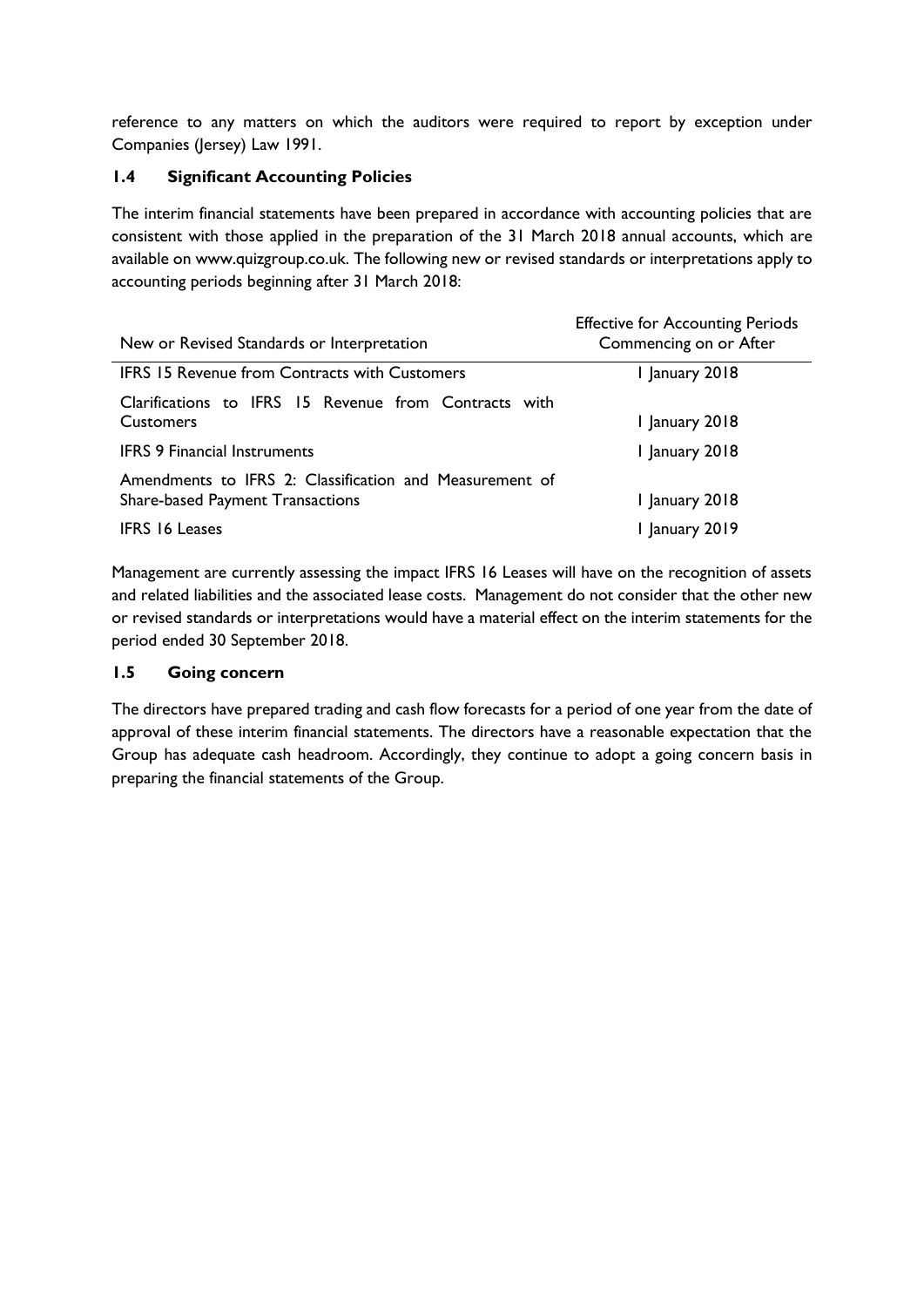reference to any matters on which the auditors were required to report by exception under Companies (Jersey) Law 1991.

### 1.4 Significant Accounting Policies

The interim financial statements have been prepared in accordance with accounting policies that are consistent with those applied in the preparation of the 31 March 2018 annual accounts, which are available on www.quizgroup.co.uk. The following new or revised standards or interpretations apply to accounting periods beginning after 31 March 2018:

| New or Revised Standards or Interpretation | Effective for Accounting Periods Commencing on or After |
|---|---|
| IFRS 15 Revenue from Contracts with Customers | 1 January 2018 |
| Clarifications to IFRS 15 Revenue from Contracts with Customers | 1 January 2018 |
| IFRS 9 Financial Instruments | 1 January 2018 |
| Amendments to IFRS 2: Classification and Measurement of Share-based Payment Transactions | 1 January 2018 |
| IFRS 16 Leases | 1 January 2019 |

Management are currently assessing the impact IFRS 16 Leases will have on the recognition of assets and related liabilities and the associated lease costs. Management do not consider that the other new or revised standards or interpretations would have a material effect on the interim statements for the period ended 30 September 2018.

### 1.5 Going concern

The directors have prepared trading and cash flow forecasts for a period of one year from the date of approval of these interim financial statements. The directors have a reasonable expectation that the Group has adequate cash headroom. Accordingly, they continue to adopt a going concern basis in preparing the financial statements of the Group.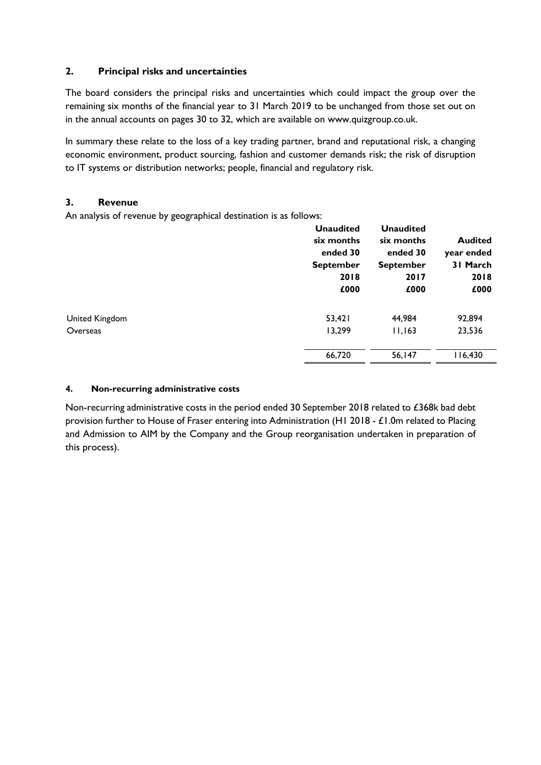## 2. Principal risks and uncertainties

The board considers the principal risks and uncertainties which could impact the group over the remaining six months of the financial year to 31 March 2019 to be unchanged from those set out on in the annual accounts on pages 30 to 32, which are available on www.quizgroup.co.uk.

In summary these relate to the loss of a key trading partner, brand and reputational risk, a changing economic environment, product sourcing, fashion and customer demands risk; the risk of disruption to IT systems or distribution networks; people, financial and regulatory risk.

## 3. Revenue

An analysis of revenue by geographical destination is as follows:

| | Unaudited six months ended 30 September 2018 £000 | Unaudited six months ended 30 September 2017 £000 | Audited year ended 31 March 2018 £000 |
|---|---|---|---|
| United Kingdom | 53,421 | 44,984 | 92,894 |
| Overseas | 13,299 | 11,163 | 23,536 |
| | 66,720 | 56,147 | 116,430 |

## 4. Non-recurring administrative costs

Non-recurring administrative costs in the period ended 30 September 2018 related to £368k bad debt provision further to House of Fraser entering into Administration (H1 2018 - £1.0m related to Placing and Admission to AIM by the Company and the Group reorganisation undertaken in preparation of this process).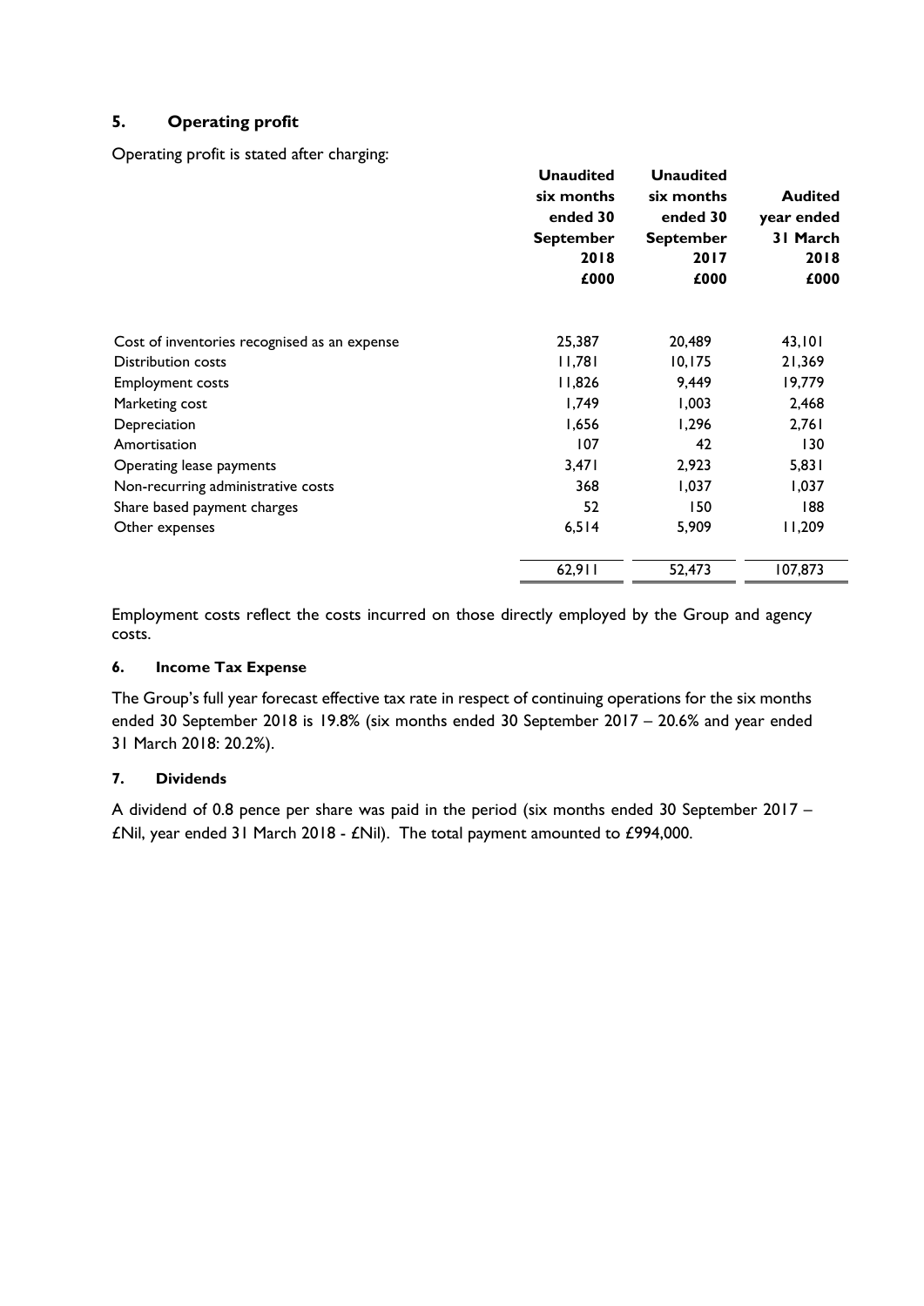## 5. Operating profit

Operating profit is stated after charging:

| | Unaudited six months ended 30 September 2018 £000 | Unaudited six months ended 30 September 2017 £000 | Audited year ended 31 March 2018 £000 |
|---|---|---|---|
| Cost of inventories recognised as an expense | 25,387 | 20,489 | 43,101 |
| Distribution costs | 11,781 | 10,175 | 21,369 |
| Employment costs | 11,826 | 9,449 | 19,779 |
| Marketing cost | 1,749 | 1,003 | 2,468 |
| Depreciation | 1,656 | 1,296 | 2,761 |
| Amortisation | 107 | 42 | 130 |
| Operating lease payments | 3,471 | 2,923 | 5,831 |
| Non-recurring administrative costs | 368 | 1,037 | 1,037 |
| Share based payment charges | 52 | 150 | 188 |
| Other expenses | 6,514 | 5,909 | 11,209 |
| | 62,911 | 52,473 | 107,873 |

Employment costs reflect the costs incurred on those directly employed by the Group and agency costs.

### 6. Income Tax Expense

The Group's full year forecast effective tax rate in respect of continuing operations for the six months ended 30 September 2018 is 19.8% (six months ended 30 September 2017 – 20.6% and year ended 31 March 2018: 20.2%).

### 7. Dividends

A dividend of 0.8 pence per share was paid in the period (six months ended 30 September 2017 – £Nil, year ended 31 March 2018 - £Nil). The total payment amounted to £994,000.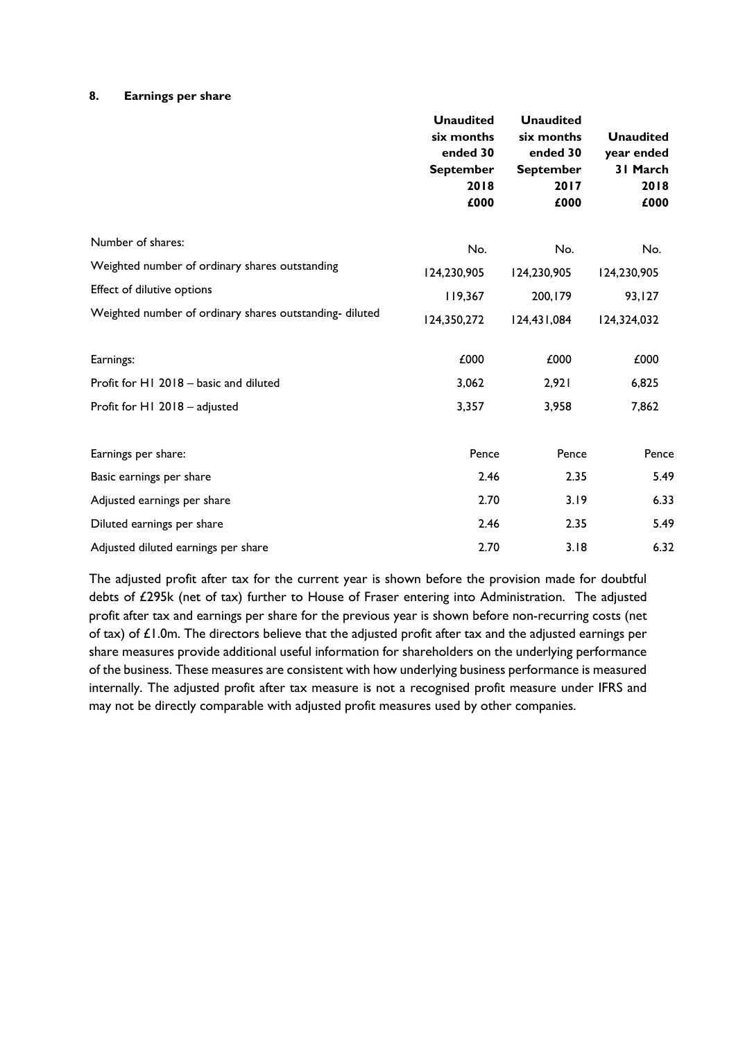## 8. Earnings per share

| | Unaudited six months ended 30 September 2018 £000 | Unaudited six months ended 30 September 2017 £000 | Unaudited year ended 31 March 2018 £000 |
|---|---|---|---|
| Number of shares: | No. | No. | No. |
| Weighted number of ordinary shares outstanding | 124,230,905 | 124,230,905 | 124,230,905 |
| Effect of dilutive options | 119,367 | 200,179 | 93,127 |
| Weighted number of ordinary shares outstanding- diluted | 124,350,272 | 124,431,084 | 124,324,032 |
| | | | |
| Earnings: | £000 | £000 | £000 |
| Profit for H1 2018 – basic and diluted | 3,062 | 2,921 | 6,825 |
| Profit for H1 2018 – adjusted | 3,357 | 3,958 | 7,862 |
| | | | |
| Earnings per share: | Pence | Pence | Pence |
| Basic earnings per share | 2.46 | 2.35 | 5.49 |
| Adjusted earnings per share | 2.70 | 3.19 | 6.33 |
| Diluted earnings per share | 2.46 | 2.35 | 5.49 |
| Adjusted diluted earnings per share | 2.70 | 3.18 | 6.32 |

The adjusted profit after tax for the current year is shown before the provision made for doubtful debts of £295k (net of tax) further to House of Fraser entering into Administration. The adjusted profit after tax and earnings per share for the previous year is shown before non-recurring costs (net of tax) of £1.0m. The directors believe that the adjusted profit after tax and the adjusted earnings per share measures provide additional useful information for shareholders on the underlying performance of the business. These measures are consistent with how underlying business performance is measured internally. The adjusted profit after tax measure is not a recognised profit measure under IFRS and may not be directly comparable with adjusted profit measures used by other companies.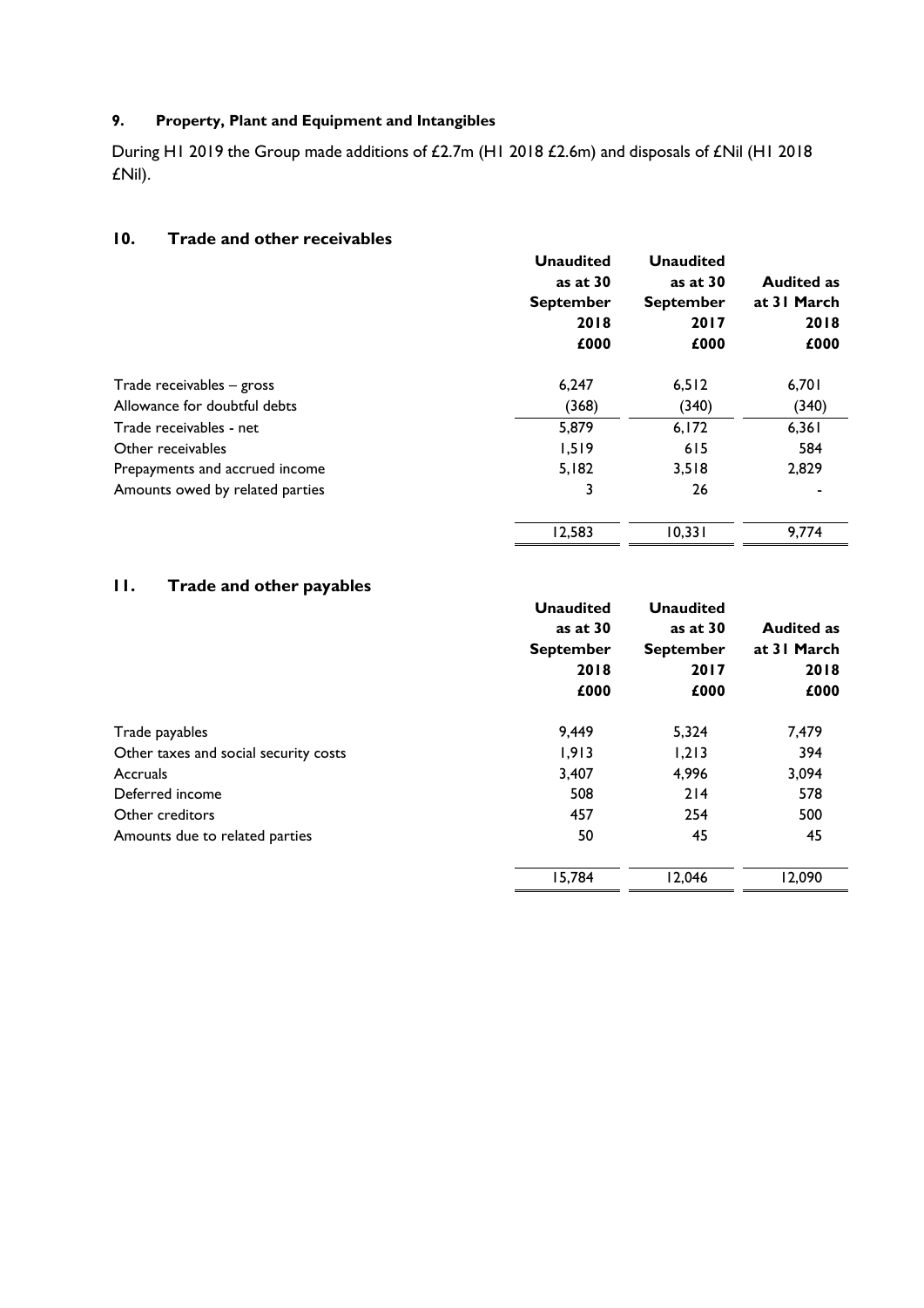### 9. Property, Plant and Equipment and Intangibles

During H1 2019 the Group made additions of £2.7m (H1 2018 £2.6m) and disposals of £Nil (H1 2018 £Nil).

### 10. Trade and other receivables

| | Unaudited as at 30 September 2018 £000 | Unaudited as at 30 September 2017 £000 | Audited as at 31 March 2018 £000 |
|---|---|---|---|
| Trade receivables – gross | 6,247 | 6,512 | 6,701 |
| Allowance for doubtful debts | (368) | (340) | (340) |
| Trade receivables - net | 5,879 | 6,172 | 6,361 |
| Other receivables | 1,519 | 615 | 584 |
| Prepayments and accrued income | 5,182 | 3,518 | 2,829 |
| Amounts owed by related parties | 3 | 26 | - |
| | 12,583 | 10,331 | 9,774 |

### 11. Trade and other payables

| | Unaudited as at 30 September 2018 £000 | Unaudited as at 30 September 2017 £000 | Audited as at 31 March 2018 £000 |
|---|---|---|---|
| Trade payables | 9,449 | 5,324 | 7,479 |
| Other taxes and social security costs | 1,913 | 1,213 | 394 |
| Accruals | 3,407 | 4,996 | 3,094 |
| Deferred income | 508 | 214 | 578 |
| Other creditors | 457 | 254 | 500 |
| Amounts due to related parties | 50 | 45 | 45 |
| | 15,784 | 12,046 | 12,090 |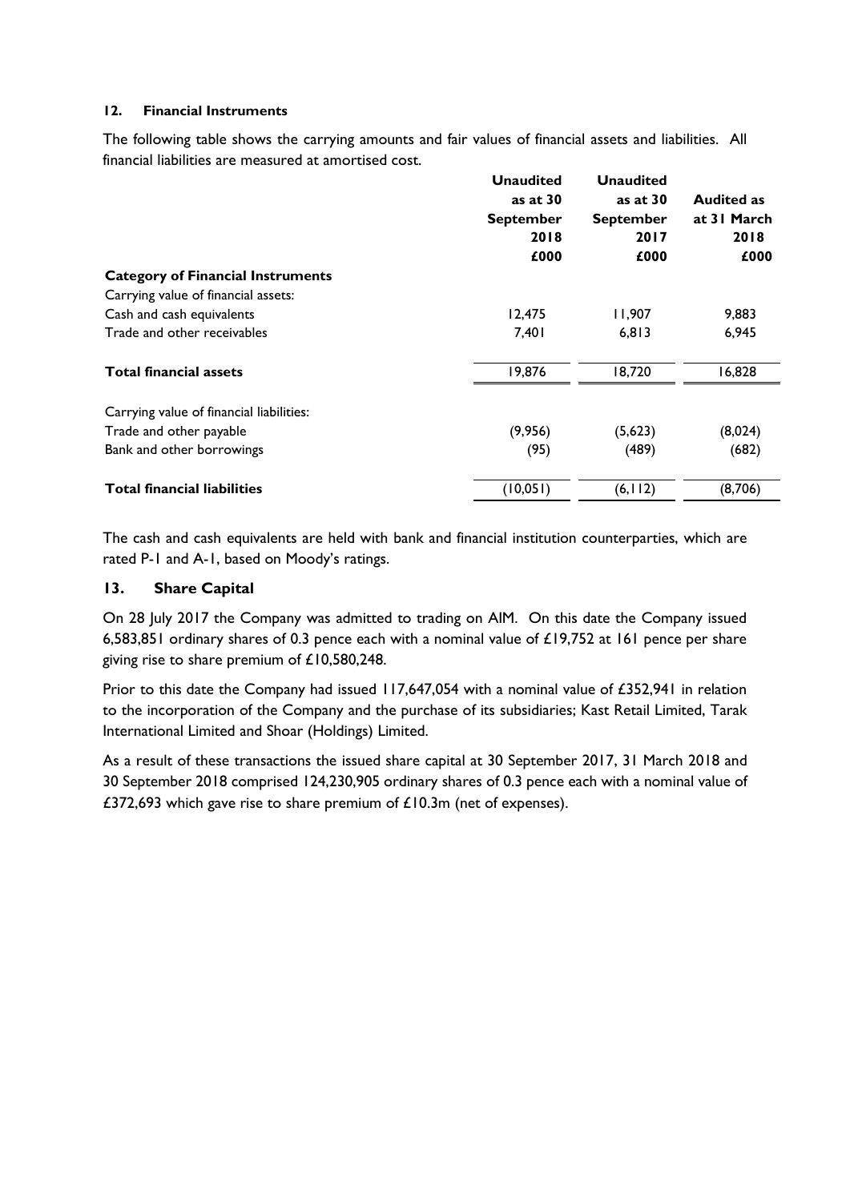#### 12. Financial Instruments

The following table shows the carrying amounts and fair values of financial assets and liabilities. All financial liabilities are measured at amortised cost.

| | Unaudited as at 30 September 2018 £000 | Unaudited as at 30 September 2017 £000 | Audited as at 31 March 2018 £000 |
|---|---|---|---|
| **Category of Financial Instruments** | | | |
| Carrying value of financial assets: | | | |
| Cash and cash equivalents | 12,475 | 11,907 | 9,883 |
| Trade and other receivables | 7,401 | 6,813 | 6,945 |
| **Total financial assets** | 19,876 | 18,720 | 16,828 |
| Carrying value of financial liabilities: | | | |
| Trade and other payable | (9,956) | (5,623) | (8,024) |
| Bank and other borrowings | (95) | (489) | (682) |
| **Total financial liabilities** | (10,051) | (6,112) | (8,706) |

The cash and cash equivalents are held with bank and financial institution counterparties, which are rated P-1 and A-1, based on Moody's ratings.

### 13. Share Capital

On 28 July 2017 the Company was admitted to trading on AIM. On this date the Company issued 6,583,851 ordinary shares of 0.3 pence each with a nominal value of £19,752 at 161 pence per share giving rise to share premium of £10,580,248.

Prior to this date the Company had issued 117,647,054 with a nominal value of £352,941 in relation to the incorporation of the Company and the purchase of its subsidiaries; Kast Retail Limited, Tarak International Limited and Shoar (Holdings) Limited.

As a result of these transactions the issued share capital at 30 September 2017, 31 March 2018 and 30 September 2018 comprised 124,230,905 ordinary shares of 0.3 pence each with a nominal value of £372,693 which gave rise to share premium of £10.3m (net of expenses).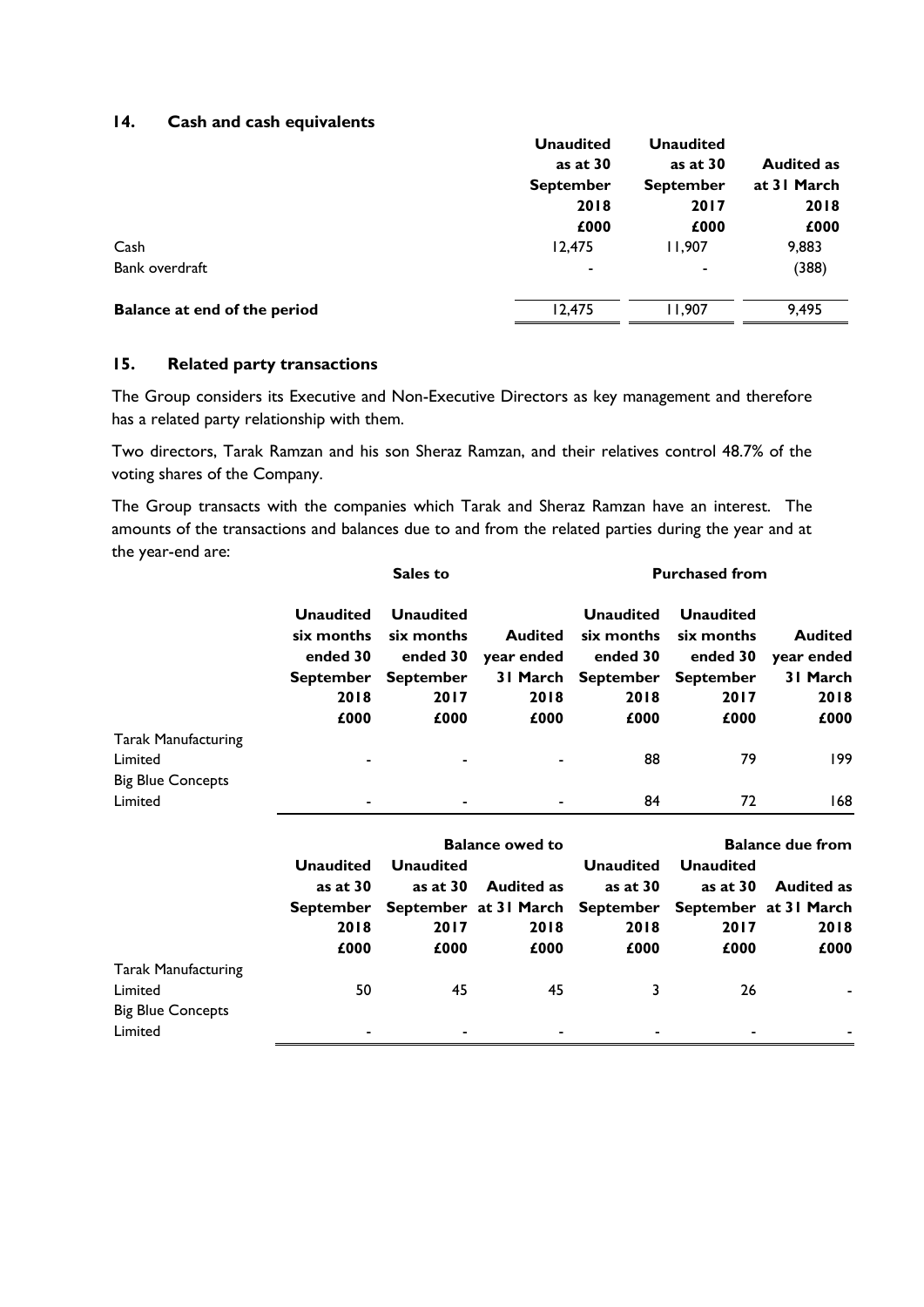## 14. Cash and cash equivalents

| | Unaudited as at 30 September 2018 £000 | Unaudited as at 30 September 2017 £000 | Audited as at 31 March 2018 £000 |
|---|---|---|---|
| Cash | 12,475 | 11,907 | 9,883 |
| Bank overdraft | - | - | (388) |
| **Balance at end of the period** | 12,475 | 11,907 | 9,495 |

## 15. Related party transactions

The Group considers its Executive and Non-Executive Directors as key management and therefore has a related party relationship with them.

Two directors, Tarak Ramzan and his son Sheraz Ramzan, and their relatives control 48.7% of the voting shares of the Company.

The Group transacts with the companies which Tarak and Sheraz Ramzan have an interest. The amounts of the transactions and balances due to and from the related parties during the year and at the year-end are:

| | Sales to | | | Purchased from | | |
|---|---|---|---|---|---|---|
| | Unaudited six months ended 30 September 2018 £000 | Unaudited six months ended 30 September 2017 £000 | Audited year ended 31 March 2018 £000 | Unaudited six months ended 30 September 2018 £000 | Unaudited six months ended 30 September 2017 £000 | Audited year ended 31 March 2018 £000 |
| Tarak Manufacturing Limited | - | - | - | 88 | 79 | 199 |
| Big Blue Concepts Limited | - | - | - | 84 | 72 | 168 |

| | Balance owed to | | | Balance due from | | |
|---|---|---|---|---|---|---|
| | Unaudited as at 30 September 2018 £000 | Unaudited as at 30 September 2017 £000 | Audited as at 31 March 2018 £000 | Unaudited as at 30 September 2018 £000 | Unaudited as at 30 September 2017 £000 | Audited as at 31 March 2018 £000 |
| Tarak Manufacturing Limited | 50 | 45 | 45 | 3 | 26 | - |
| Big Blue Concepts Limited | - | - | - | - | - | - |